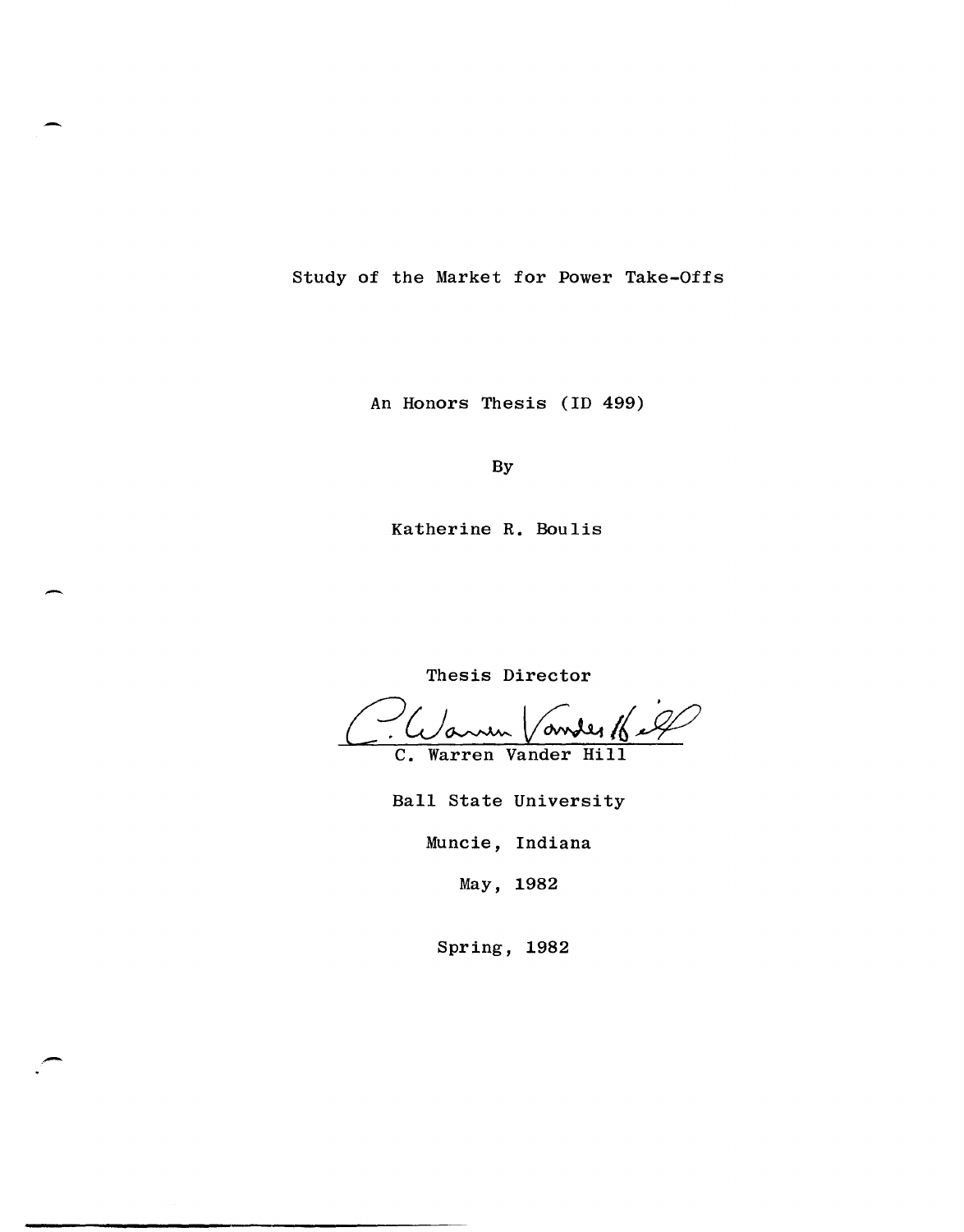# Study of the Market for Power Take-Offs

An Honors Thesis (ID 499)

By

Katherine R. Boulis

Thesis Director

C. Warren Vander Hill

Ball State University

Muncie, Indiana

May, 1982

Spring, 1982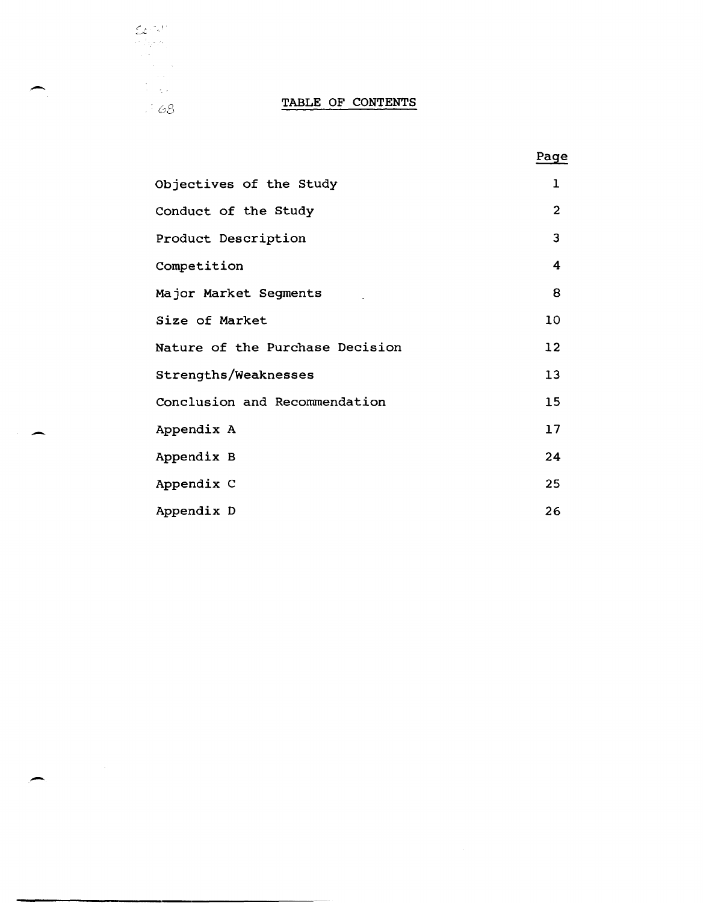# TABLE OF CONTENTS

| | Page |
|---|---|
| Objectives of the Study | 1 |
| Conduct of the Study | 2 |
| Product Description | 3 |
| Competition | 4 |
| Major Market Segments | 8 |
| Size of Market | 10 |
| Nature of the Purchase Decision | 12 |
| Strengths/Weaknesses | 13 |
| Conclusion and Recommendation | 15 |
| Appendix A | 17 |
| Appendix B | 24 |
| Appendix C | 25 |
| Appendix D | 26 |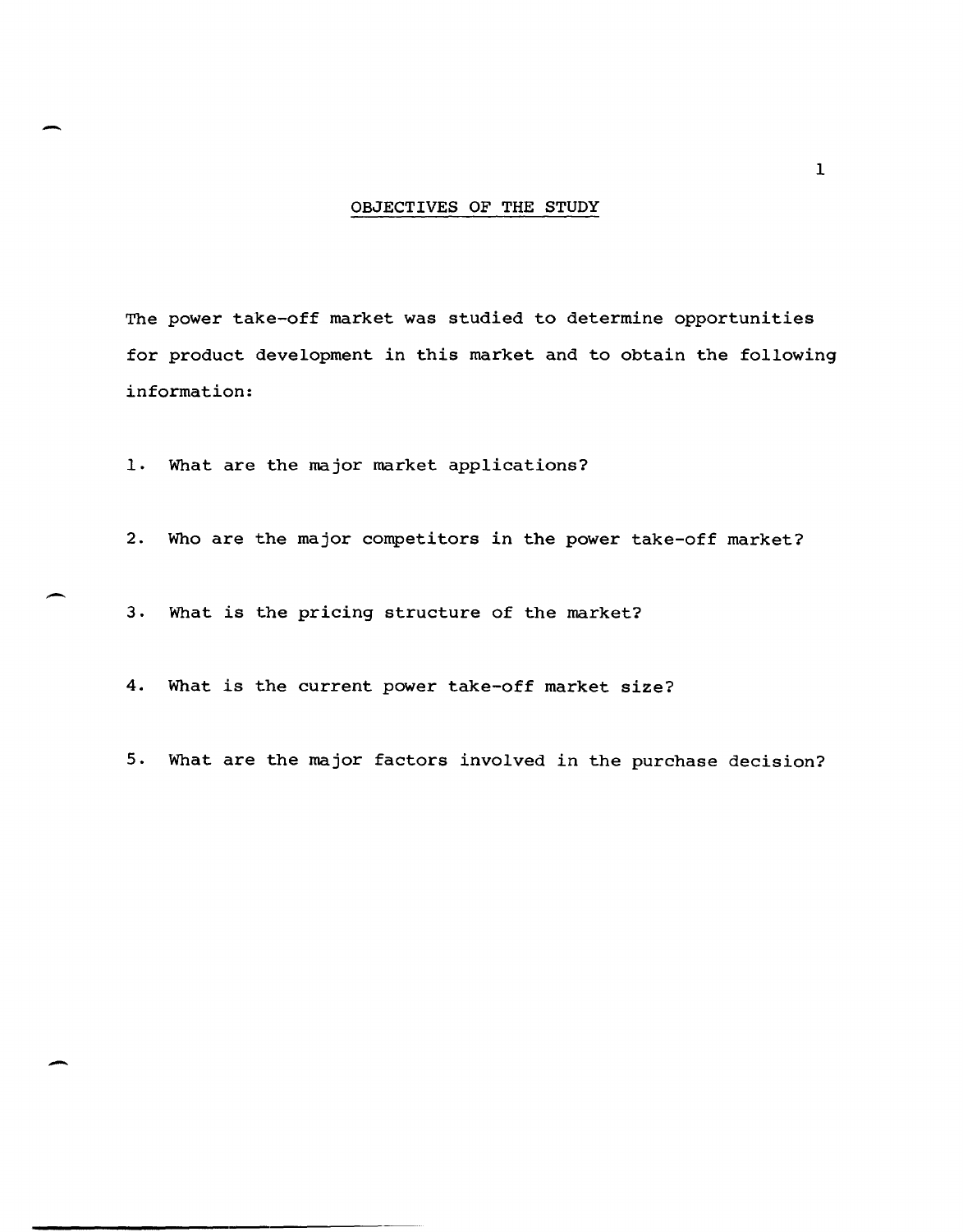# OBJECTIVES OF THE STUDY

The power take-off market was studied to determine opportunities for product development in this market and to obtain the following information:

1. What are the major market applications?

2. Who are the major competitors in the power take-off market?

3. What is the pricing structure of the market?

4. What is the current power take-off market size?

5. What are the major factors involved in the purchase decision?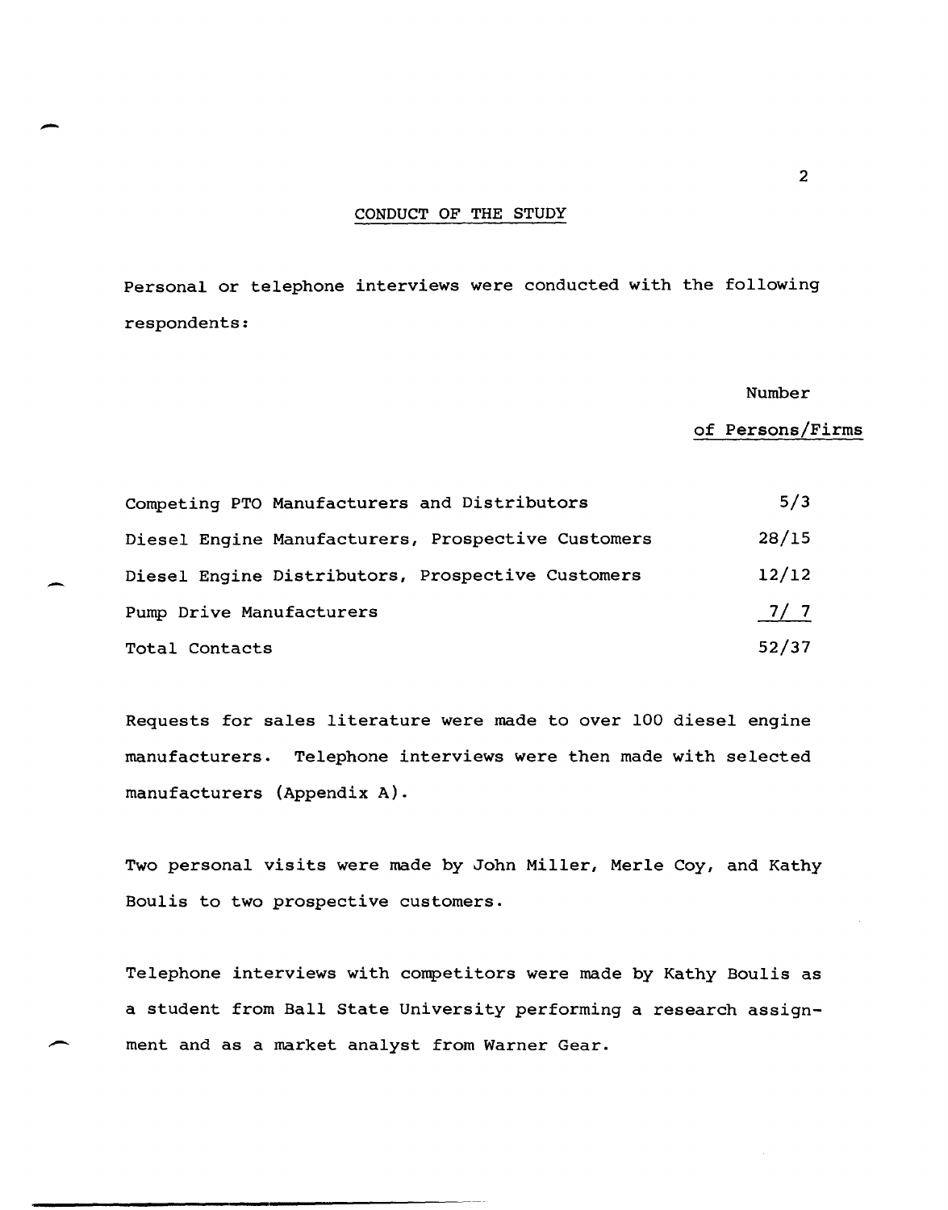## CONDUCT OF THE STUDY

Personal or telephone interviews were conducted with the following respondents:

| | Number of Persons/Firms |
|---|---|
| Competing PTO Manufacturers and Distributors | 5/3 |
| Diesel Engine Manufacturers, Prospective Customers | 28/15 |
| Diesel Engine Distributors, Prospective Customers | 12/12 |
| Pump Drive Manufacturers | 7/ 7 |
| Total Contacts | 52/37 |

Requests for sales literature were made to over 100 diesel engine manufacturers. Telephone interviews were then made with selected manufacturers (Appendix A).

Two personal visits were made by John Miller, Merle Coy, and Kathy Boulis to two prospective customers.

Telephone interviews with competitors were made by Kathy Boulis as a student from Ball State University performing a research assignment and as a market analyst from Warner Gear.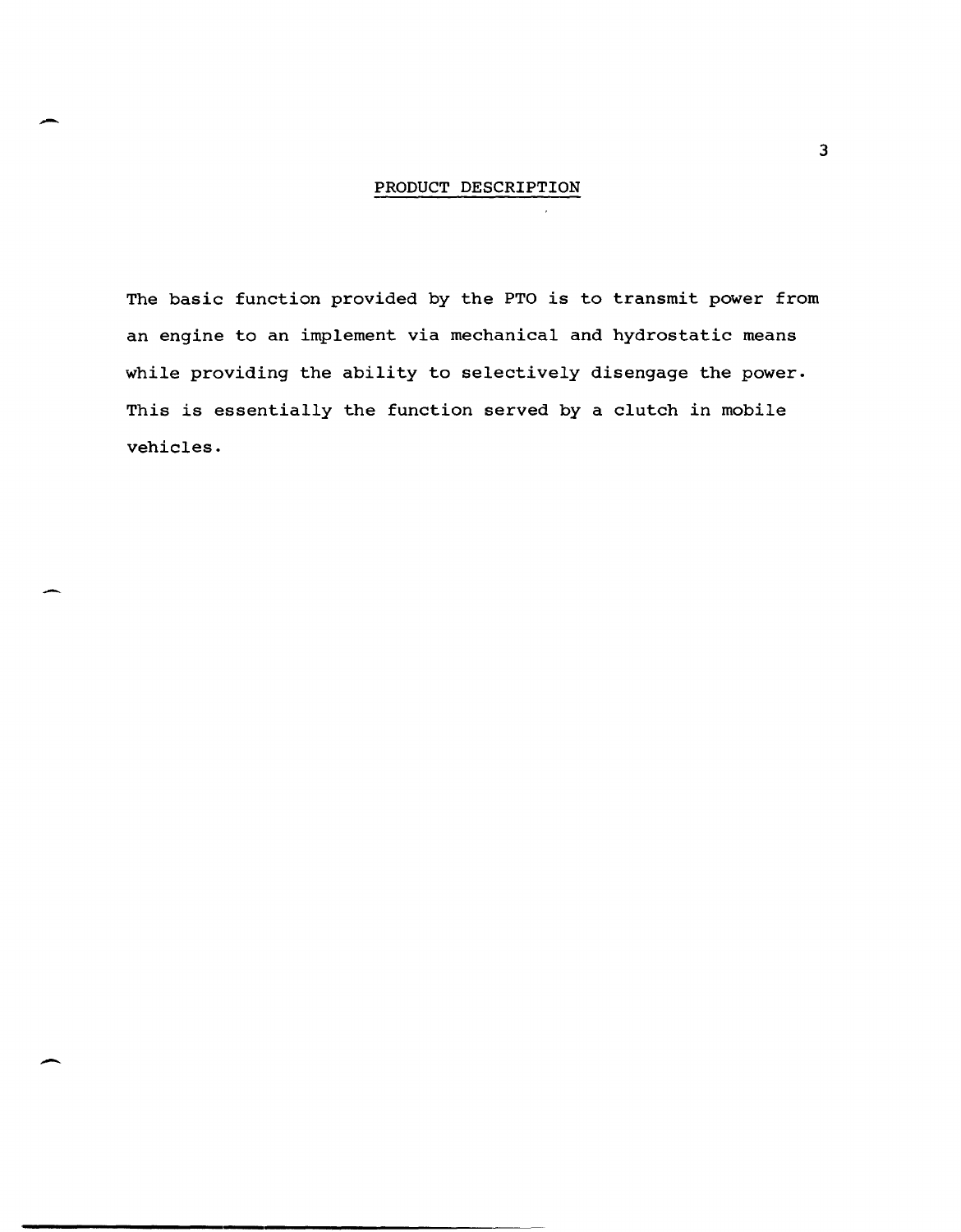## PRODUCT DESCRIPTION

The basic function provided by the PTO is to transmit power from an engine to an implement via mechanical and hydrostatic means while providing the ability to selectively disengage the power. This is essentially the function served by a clutch in mobile vehicles.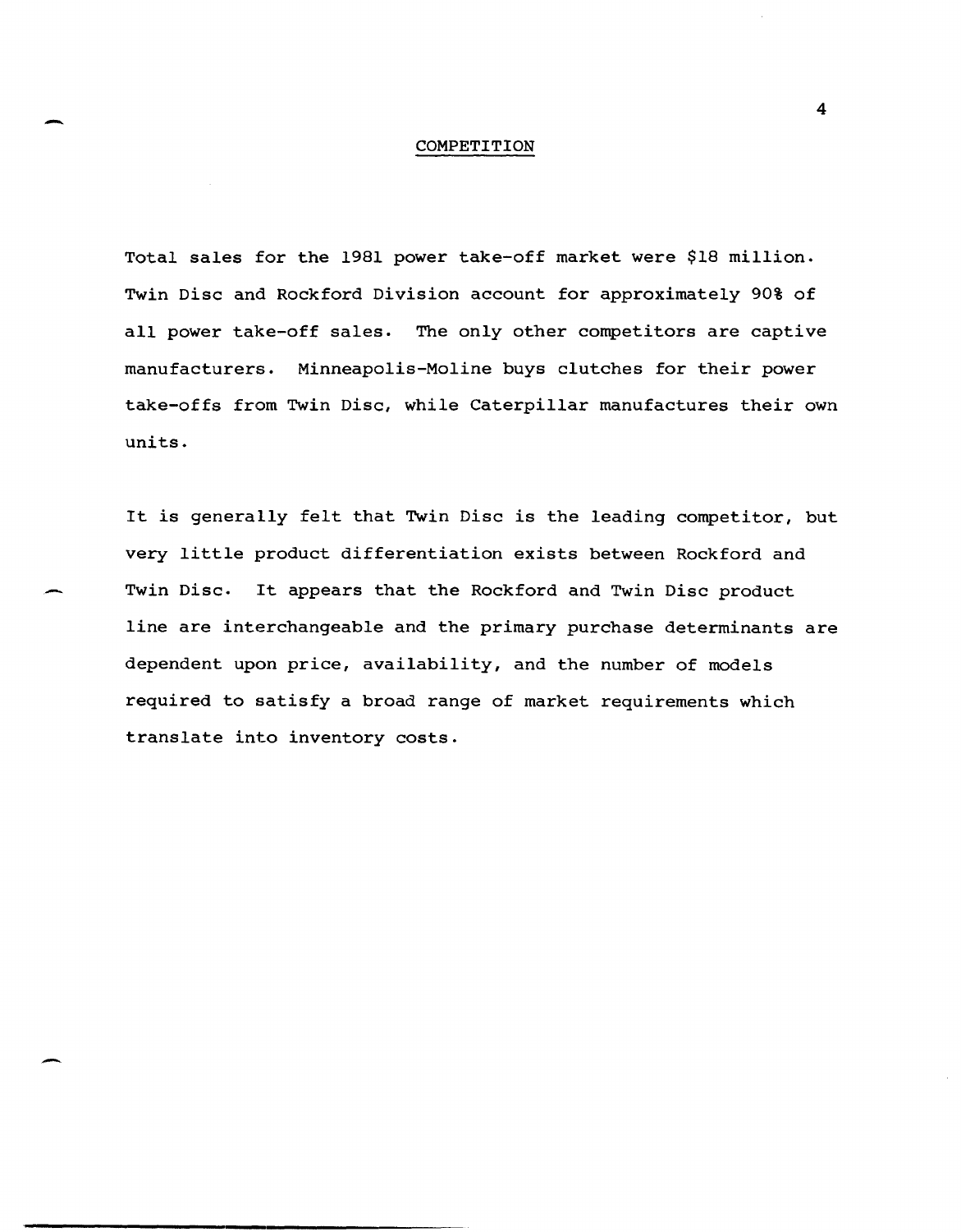# COMPETITION

Total sales for the 1981 power take-off market were $18 million. Twin Disc and Rockford Division account for approximately 90% of all power take-off sales. The only other competitors are captive manufacturers. Minneapolis-Moline buys clutches for their power take-offs from Twin Disc, while Caterpillar manufactures their own units.

It is generally felt that Twin Disc is the leading competitor, but very little product differentiation exists between Rockford and Twin Disc. It appears that the Rockford and Twin Disc product line are interchangeable and the primary purchase determinants are dependent upon price, availability, and the number of models required to satisfy a broad range of market requirements which translate into inventory costs.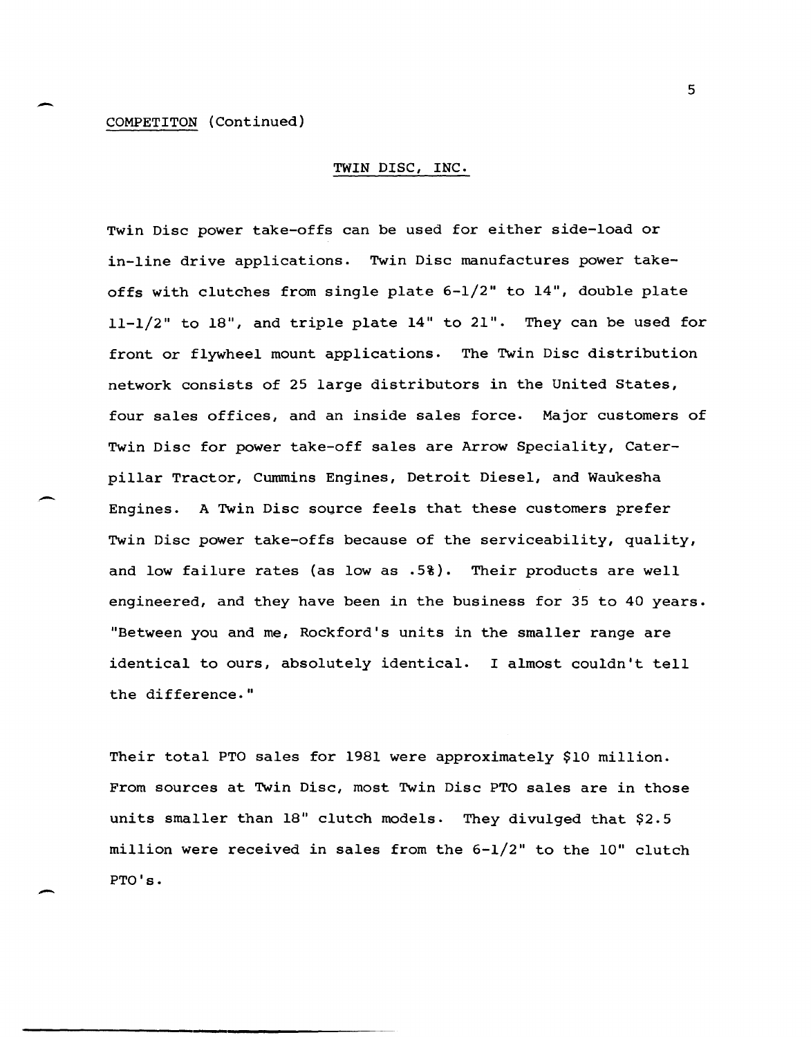COMPETITON (Continued)

## TWIN DISC, INC.

Twin Disc power take-offs can be used for either side-load or in-line drive applications. Twin Disc manufactures power take-offs with clutches from single plate 6-1/2" to 14", double plate 11-1/2" to 18", and triple plate 14" to 21". They can be used for front or flywheel mount applications. The Twin Disc distribution network consists of 25 large distributors in the United States, four sales offices, and an inside sales force. Major customers of Twin Disc for power take-off sales are Arrow Speciality, Caterpillar Tractor, Cummins Engines, Detroit Diesel, and Waukesha Engines. A Twin Disc source feels that these customers prefer Twin Disc power take-offs because of the serviceability, quality, and low failure rates (as low as .5%). Their products are well engineered, and they have been in the business for 35 to 40 years. "Between you and me, Rockford's units in the smaller range are identical to ours, absolutely identical. I almost couldn't tell the difference."

Their total PTO sales for 1981 were approximately $10 million. From sources at Twin Disc, most Twin Disc PTO sales are in those units smaller than 18" clutch models. They divulged that $2.5 million were received in sales from the 6-1/2" to the 10" clutch PTO's.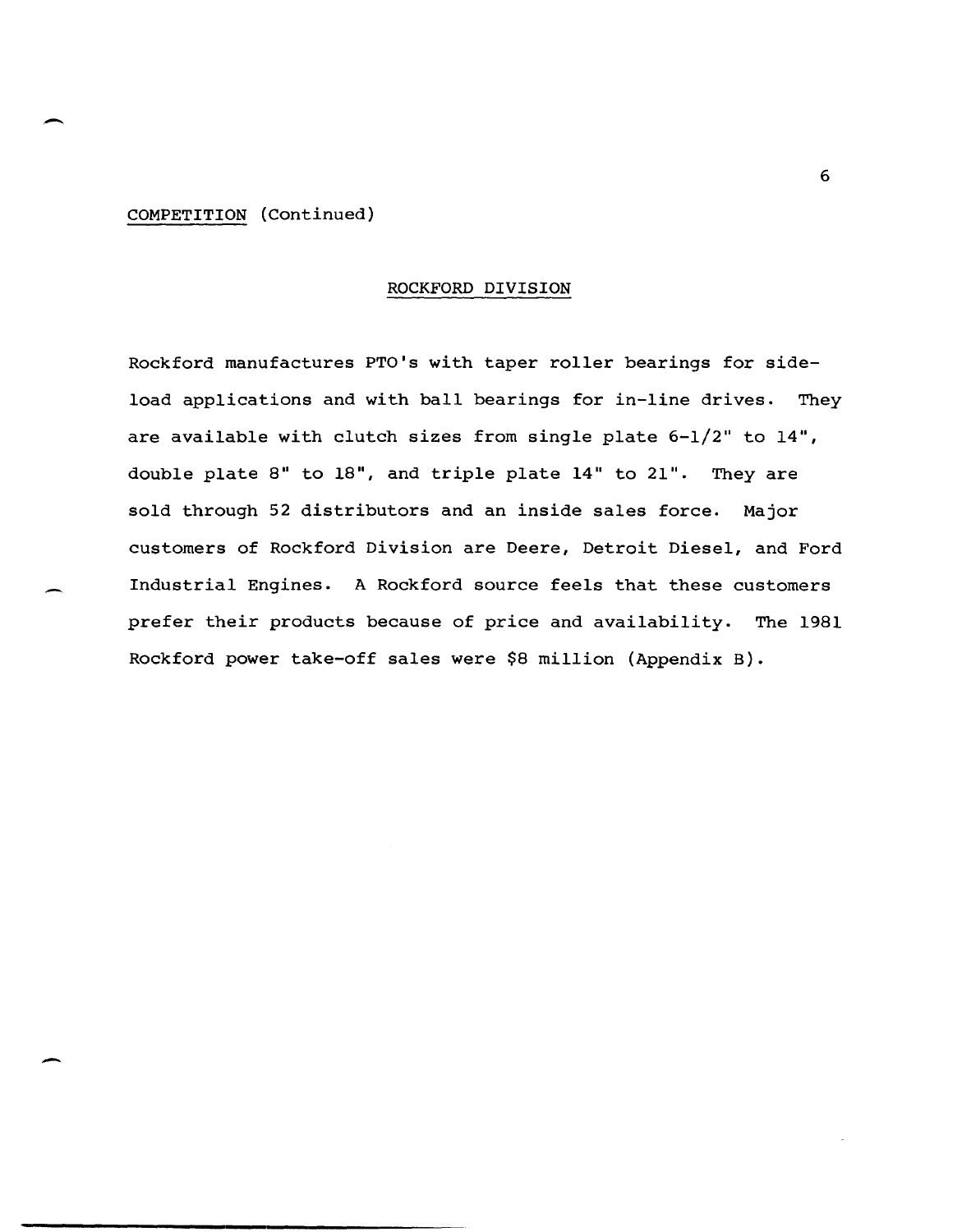COMPETITION (Continued)

## ROCKFORD DIVISION

Rockford manufactures PTO's with taper roller bearings for side-load applications and with ball bearings for in-line drives. They are available with clutch sizes from single plate 6-1/2" to 14", double plate 8" to 18", and triple plate 14" to 21". They are sold through 52 distributors and an inside sales force. Major customers of Rockford Division are Deere, Detroit Diesel, and Ford Industrial Engines. A Rockford source feels that these customers prefer their products because of price and availability. The 1981 Rockford power take-off sales were $8 million (Appendix B).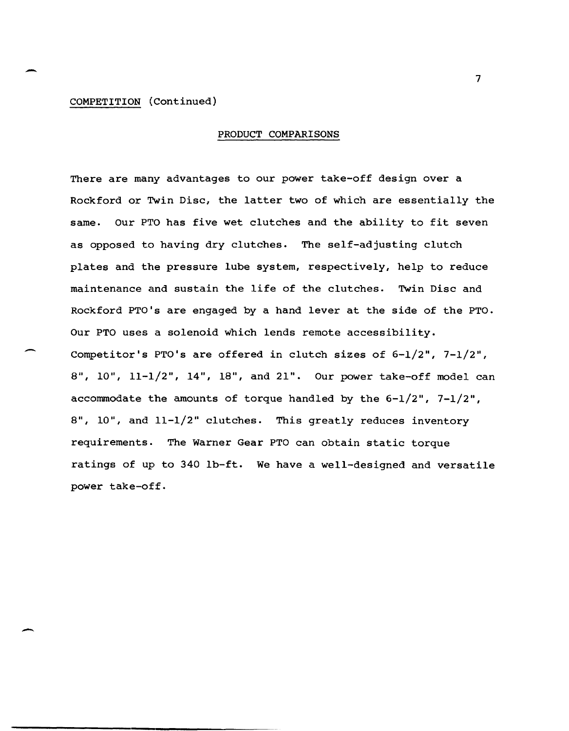COMPETITION (Continued)

## PRODUCT COMPARISONS

There are many advantages to our power take-off design over a Rockford or Twin Disc, the latter two of which are essentially the same. Our PTO has five wet clutches and the ability to fit seven as opposed to having dry clutches. The self-adjusting clutch plates and the pressure lube system, respectively, help to reduce maintenance and sustain the life of the clutches. Twin Disc and Rockford PTO's are engaged by a hand lever at the side of the PTO. Our PTO uses a solenoid which lends remote accessibility. Competitor's PTO's are offered in clutch sizes of 6-1/2", 7-1/2", 8", 10", 11-1/2", 14", 18", and 21". Our power take-off model can accommodate the amounts of torque handled by the 6-1/2", 7-1/2", 8", 10", and 11-1/2" clutches. This greatly reduces inventory requirements. The Warner Gear PTO can obtain static torque ratings of up to 340 lb-ft. We have a well-designed and versatile power take-off.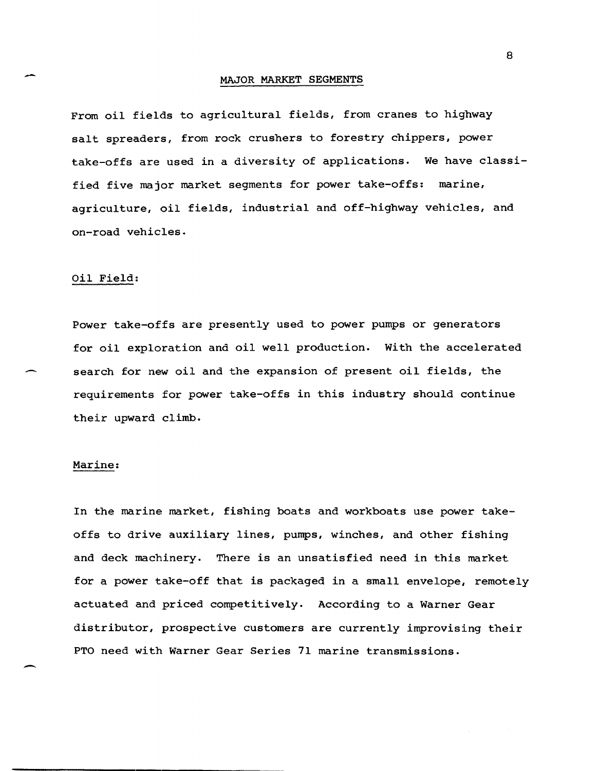## MAJOR MARKET SEGMENTS

From oil fields to agricultural fields, from cranes to highway salt spreaders, from rock crushers to forestry chippers, power take-offs are used in a diversity of applications. We have classified five major market segments for power take-offs: marine, agriculture, oil fields, industrial and off-highway vehicles, and on-road vehicles.

### Oil Field:

Power take-offs are presently used to power pumps or generators for oil exploration and oil well production. With the accelerated search for new oil and the expansion of present oil fields, the requirements for power take-offs in this industry should continue their upward climb.

### Marine:

In the marine market, fishing boats and workboats use power take-offs to drive auxiliary lines, pumps, winches, and other fishing and deck machinery. There is an unsatisfied need in this market for a power take-off that is packaged in a small envelope, remotely actuated and priced competitively. According to a Warner Gear distributor, prospective customers are currently improvising their PTO need with Warner Gear Series 71 marine transmissions.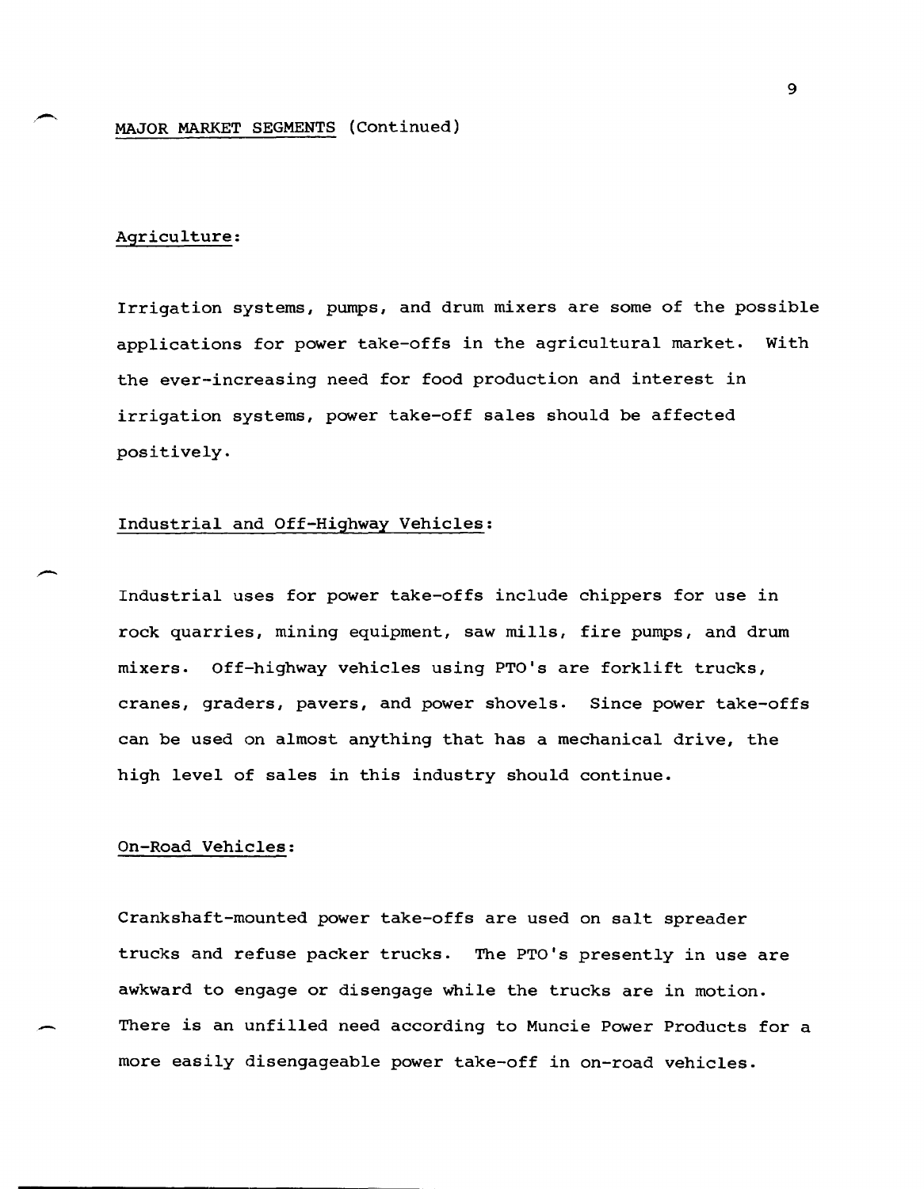## MAJOR MARKET SEGMENTS (Continued)

### Agriculture:

Irrigation systems, pumps, and drum mixers are some of the possible applications for power take-offs in the agricultural market. With the ever-increasing need for food production and interest in irrigation systems, power take-off sales should be affected positively.

### Industrial and Off-Highway Vehicles:

Industrial uses for power take-offs include chippers for use in rock quarries, mining equipment, saw mills, fire pumps, and drum mixers. Off-highway vehicles using PTO's are forklift trucks, cranes, graders, pavers, and power shovels. Since power take-offs can be used on almost anything that has a mechanical drive, the high level of sales in this industry should continue.

### On-Road Vehicles:

Crankshaft-mounted power take-offs are used on salt spreader trucks and refuse packer trucks. The PTO's presently in use are awkward to engage or disengage while the trucks are in motion. There is an unfilled need according to Muncie Power Products for a more easily disengageable power take-off in on-road vehicles.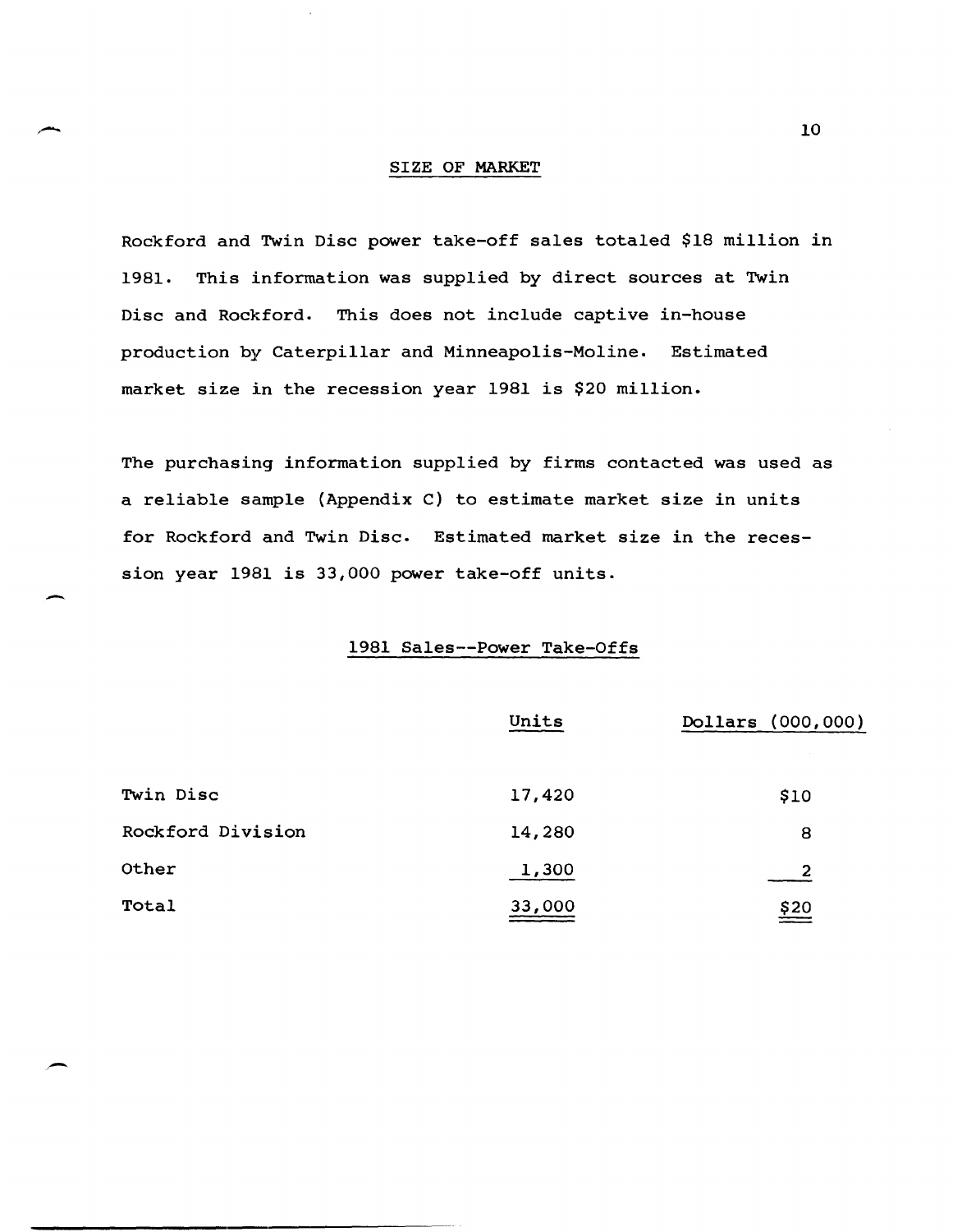## SIZE OF MARKET

Rockford and Twin Disc power take-off sales totaled $18 million in 1981. This information was supplied by direct sources at Twin Disc and Rockford. This does not include captive in-house production by Caterpillar and Minneapolis-Moline. Estimated market size in the recession year 1981 is $20 million.

The purchasing information supplied by firms contacted was used as a reliable sample (Appendix C) to estimate market size in units for Rockford and Twin Disc. Estimated market size in the recession year 1981 is 33,000 power take-off units.

### 1981 Sales--Power Take-Offs

| | Units | Dollars (000,000) |
|---|---|---|
| Twin Disc | 17,420 | $10 |
| Rockford Division | 14,280 | 8 |
| Other | 1,300 | 2 |
| Total | 33,000 | $20 |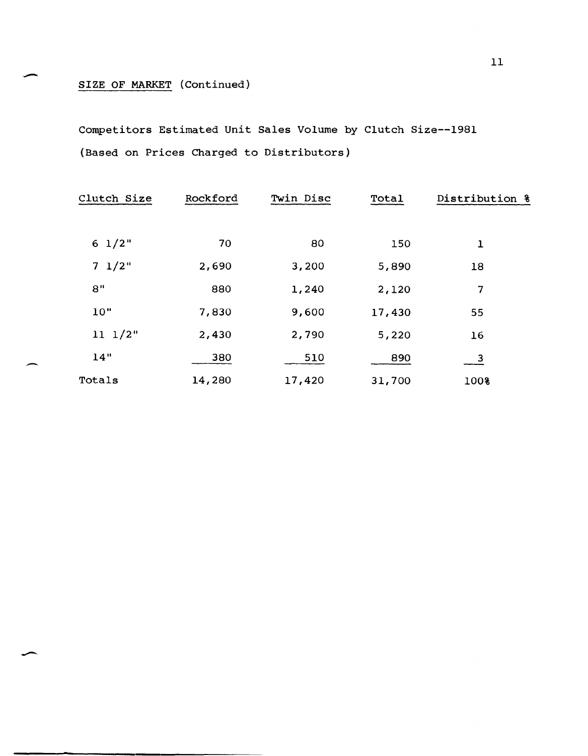SIZE OF MARKET (Continued)

Competitors Estimated Unit Sales Volume by Clutch Size--1981

(Based on Prices Charged to Distributors)

| Clutch Size | Rockford | Twin Disc | Total | Distribution % |
|---|---|---|---|---|
| 6 1/2" | 70 | 80 | 150 | 1 |
| 7 1/2" | 2,690 | 3,200 | 5,890 | 18 |
| 8" | 880 | 1,240 | 2,120 | 7 |
| 10" | 7,830 | 9,600 | 17,430 | 55 |
| 11 1/2" | 2,430 | 2,790 | 5,220 | 16 |
| 14" | 380 | 510 | 890 | 3 |
| Totals | 14,280 | 17,420 | 31,700 | 100% |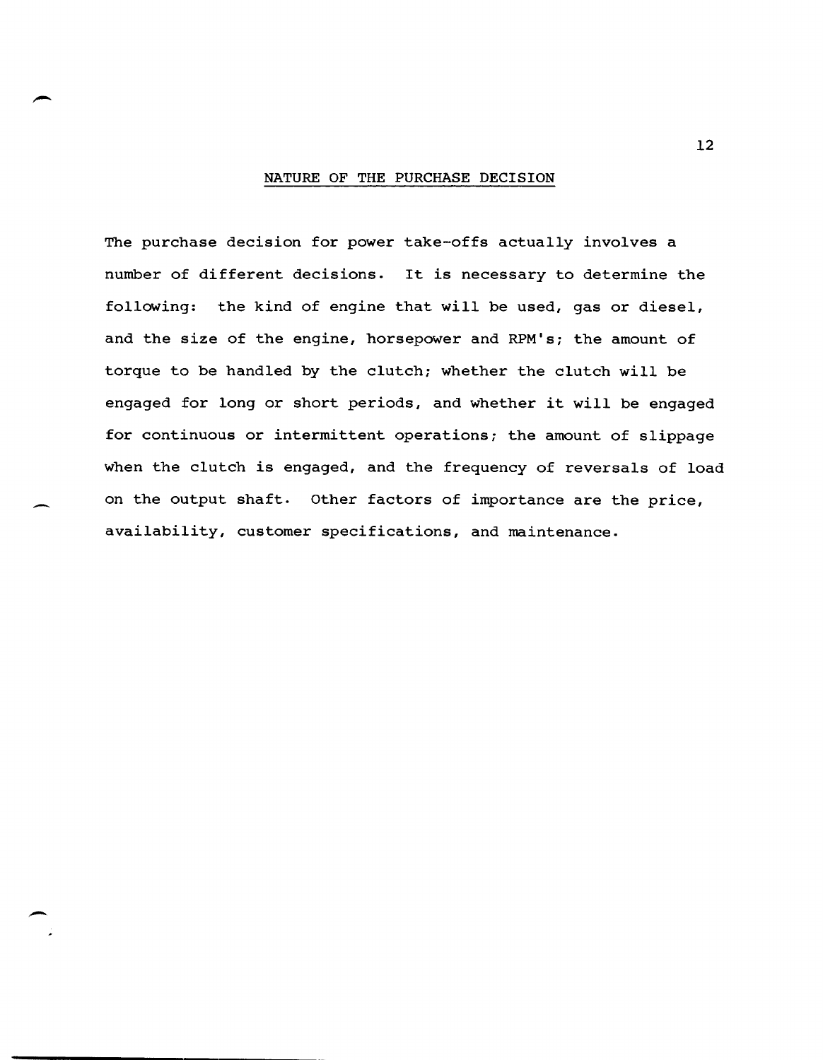## NATURE OF THE PURCHASE DECISION

The purchase decision for power take-offs actually involves a number of different decisions. It is necessary to determine the following: the kind of engine that will be used, gas or diesel, and the size of the engine, horsepower and RPM's; the amount of torque to be handled by the clutch; whether the clutch will be engaged for long or short periods, and whether it will be engaged for continuous or intermittent operations; the amount of slippage when the clutch is engaged, and the frequency of reversals of load on the output shaft. Other factors of importance are the price, availability, customer specifications, and maintenance.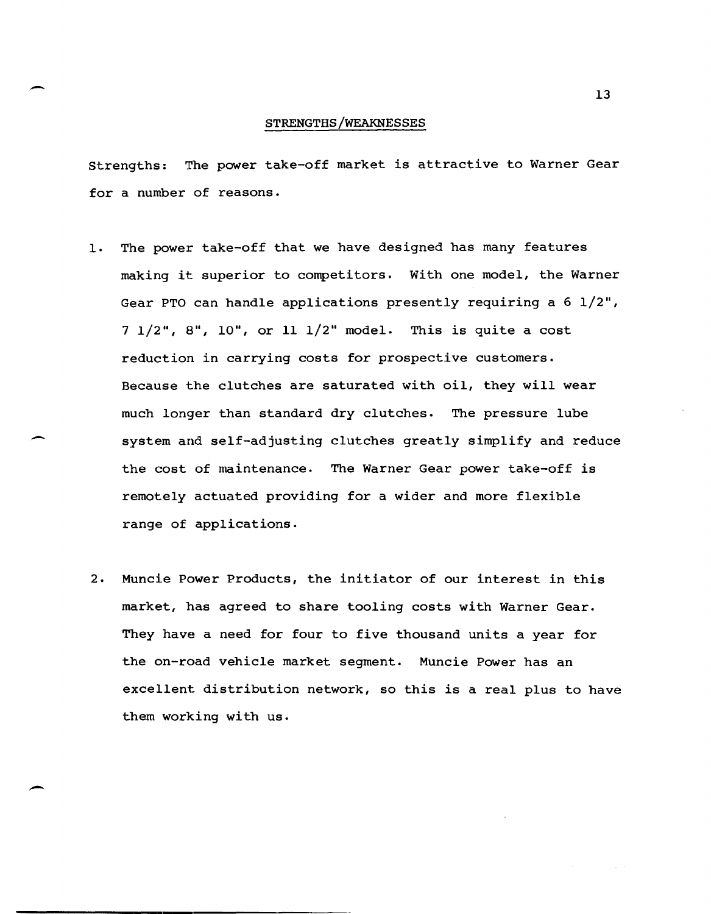## STRENGTHS/WEAKNESSES

Strengths: The power take-off market is attractive to Warner Gear for a number of reasons.

1. The power take-off that we have designed has many features making it superior to competitors. With one model, the Warner Gear PTO can handle applications presently requiring a 6 1/2", 7 1/2", 8", 10", or 11 1/2" model. This is quite a cost reduction in carrying costs for prospective customers. Because the clutches are saturated with oil, they will wear much longer than standard dry clutches. The pressure lube system and self-adjusting clutches greatly simplify and reduce the cost of maintenance. The Warner Gear power take-off is remotely actuated providing for a wider and more flexible range of applications.

2. Muncie Power Products, the initiator of our interest in this market, has agreed to share tooling costs with Warner Gear. They have a need for four to five thousand units a year for the on-road vehicle market segment. Muncie Power has an excellent distribution network, so this is a real plus to have them working with us.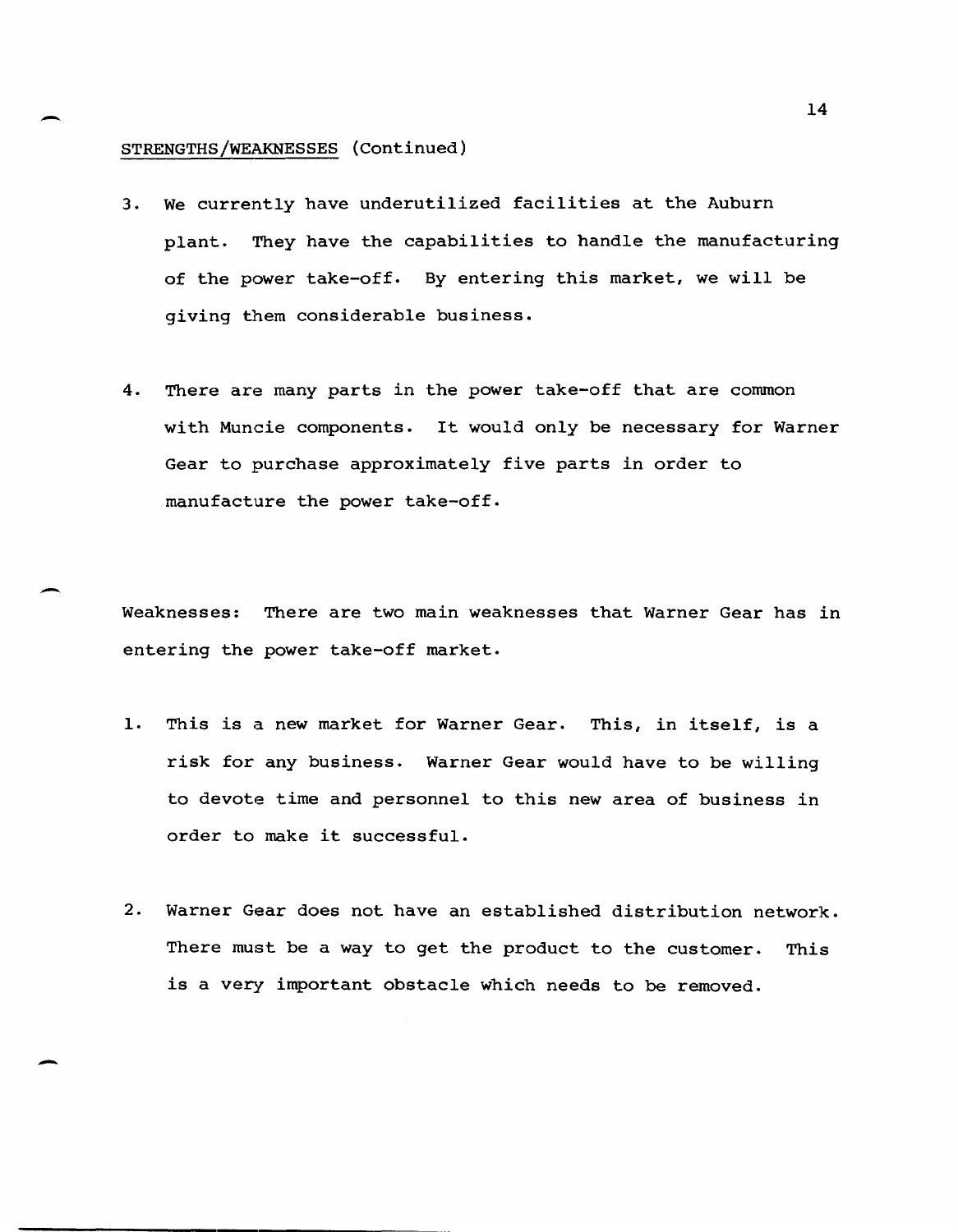STRENGTHS/WEAKNESSES (Continued)

3. We currently have underutilized facilities at the Auburn plant. They have the capabilities to handle the manufacturing of the power take-off. By entering this market, we will be giving them considerable business.

4. There are many parts in the power take-off that are common with Muncie components. It would only be necessary for Warner Gear to purchase approximately five parts in order to manufacture the power take-off.

Weaknesses: There are two main weaknesses that Warner Gear has in entering the power take-off market.

1. This is a new market for Warner Gear. This, in itself, is a risk for any business. Warner Gear would have to be willing to devote time and personnel to this new area of business in order to make it successful.

2. Warner Gear does not have an established distribution network. There must be a way to get the product to the customer. This is a very important obstacle which needs to be removed.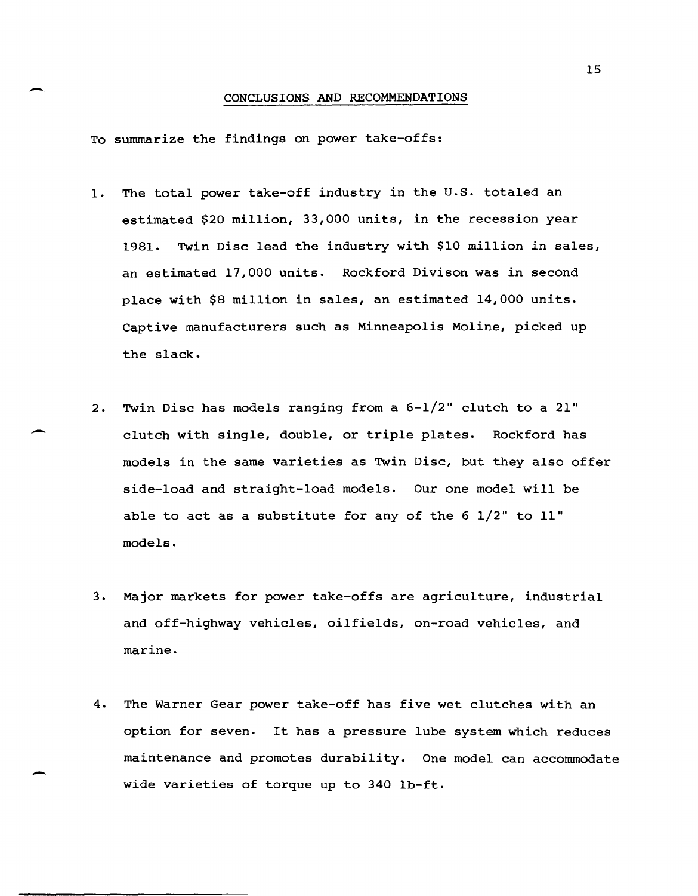## CONCLUSIONS AND RECOMMENDATIONS

To summarize the findings on power take-offs:

1. The total power take-off industry in the U.S. totaled an estimated $20 million, 33,000 units, in the recession year 1981. Twin Disc lead the industry with $10 million in sales, an estimated 17,000 units. Rockford Divison was in second place with $8 million in sales, an estimated 14,000 units. Captive manufacturers such as Minneapolis Moline, picked up the slack.

2. Twin Disc has models ranging from a 6-1/2" clutch to a 21" clutch with single, double, or triple plates. Rockford has models in the same varieties as Twin Disc, but they also offer side-load and straight-load models. Our one model will be able to act as a substitute for any of the 6 1/2" to 11" models.

3. Major markets for power take-offs are agriculture, industrial and off-highway vehicles, oilfields, on-road vehicles, and marine.

4. The Warner Gear power take-off has five wet clutches with an option for seven. It has a pressure lube system which reduces maintenance and promotes durability. One model can accommodate wide varieties of torque up to 340 lb-ft.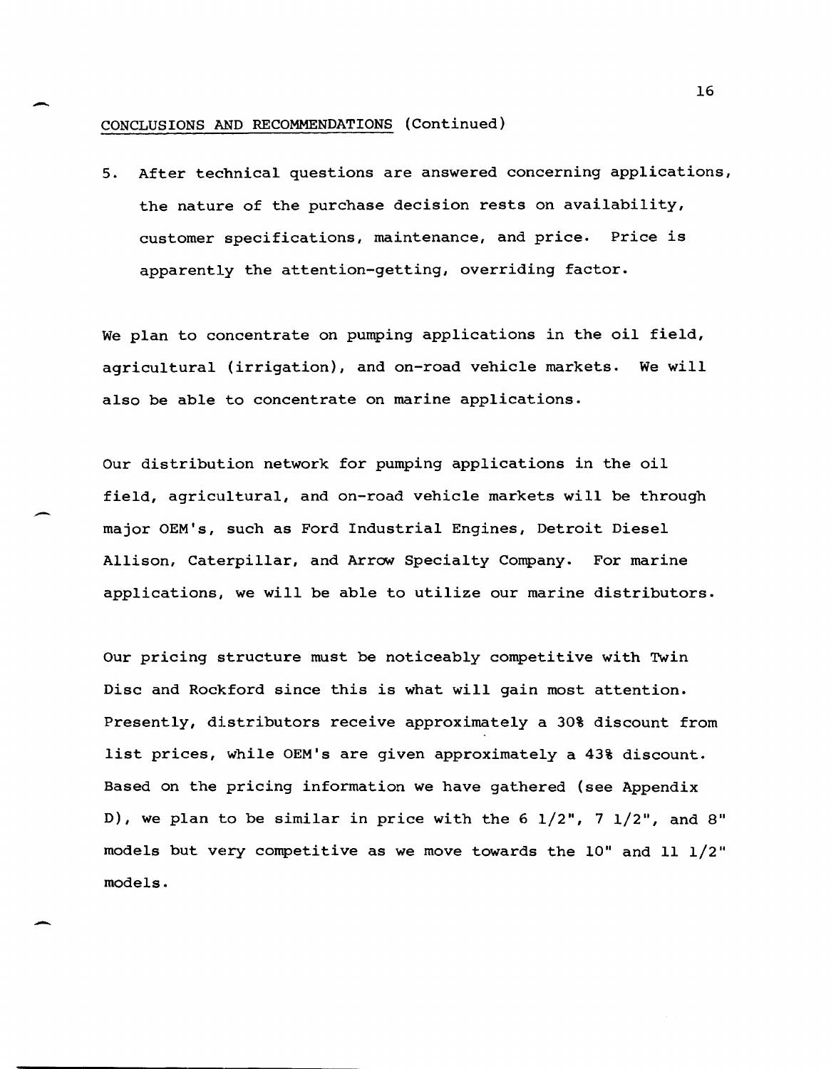CONCLUSIONS AND RECOMMENDATIONS (Continued)

5. After technical questions are answered concerning applications, the nature of the purchase decision rests on availability, customer specifications, maintenance, and price. Price is apparently the attention-getting, overriding factor.

We plan to concentrate on pumping applications in the oil field, agricultural (irrigation), and on-road vehicle markets. We will also be able to concentrate on marine applications.

Our distribution network for pumping applications in the oil field, agricultural, and on-road vehicle markets will be through major OEM's, such as Ford Industrial Engines, Detroit Diesel Allison, Caterpillar, and Arrow Specialty Company. For marine applications, we will be able to utilize our marine distributors.

Our pricing structure must be noticeably competitive with Twin Disc and Rockford since this is what will gain most attention. Presently, distributors receive approximately a 30% discount from list prices, while OEM's are given approximately a 43% discount. Based on the pricing information we have gathered (see Appendix D), we plan to be similar in price with the 6 1/2", 7 1/2", and 8" models but very competitive as we move towards the 10" and 11 1/2" models.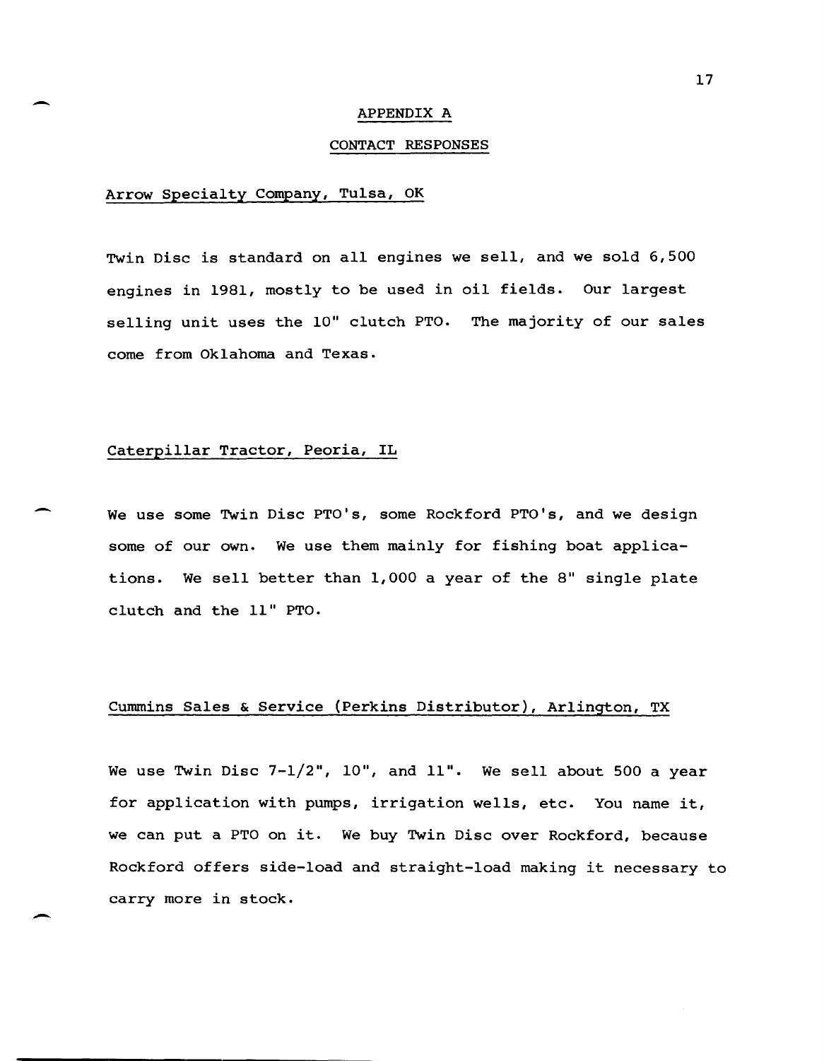# APPENDIX A

## CONTACT RESPONSES

### Arrow Specialty Company, Tulsa, OK

Twin Disc is standard on all engines we sell, and we sold 6,500 engines in 1981, mostly to be used in oil fields. Our largest selling unit uses the 10" clutch PTO. The majority of our sales come from Oklahoma and Texas.

### Caterpillar Tractor, Peoria, IL

We use some Twin Disc PTO's, some Rockford PTO's, and we design some of our own. We use them mainly for fishing boat applications. We sell better than 1,000 a year of the 8" single plate clutch and the 11" PTO.

### Cummins Sales & Service (Perkins Distributor), Arlington, TX

We use Twin Disc 7-1/2", 10", and 11". We sell about 500 a year for application with pumps, irrigation wells, etc. You name it, we can put a PTO on it. We buy Twin Disc over Rockford, because Rockford offers side-load and straight-load making it necessary to carry more in stock.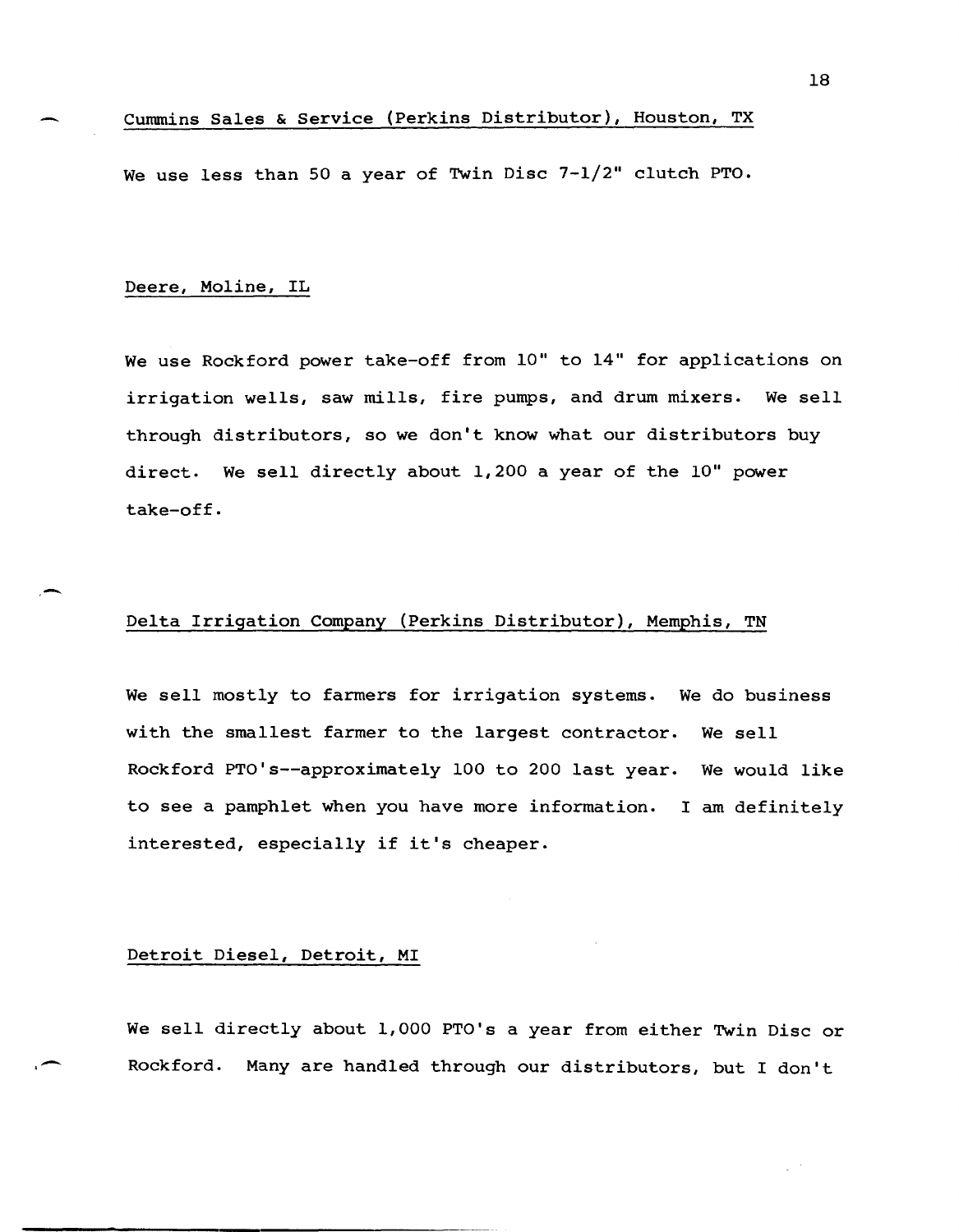Cummins Sales & Service (Perkins Distributor), Houston, TX

We use less than 50 a year of Twin Disc 7-1/2" clutch PTO.

Deere, Moline, IL

We use Rockford power take-off from 10" to 14" for applications on irrigation wells, saw mills, fire pumps, and drum mixers. We sell through distributors, so we don't know what our distributors buy direct. We sell directly about 1,200 a year of the 10" power take-off.

Delta Irrigation Company (Perkins Distributor), Memphis, TN

We sell mostly to farmers for irrigation systems. We do business with the smallest farmer to the largest contractor. We sell Rockford PTO's--approximately 100 to 200 last year. We would like to see a pamphlet when you have more information. I am definitely interested, especially if it's cheaper.

Detroit Diesel, Detroit, MI

We sell directly about 1,000 PTO's a year from either Twin Disc or Rockford. Many are handled through our distributors, but I don't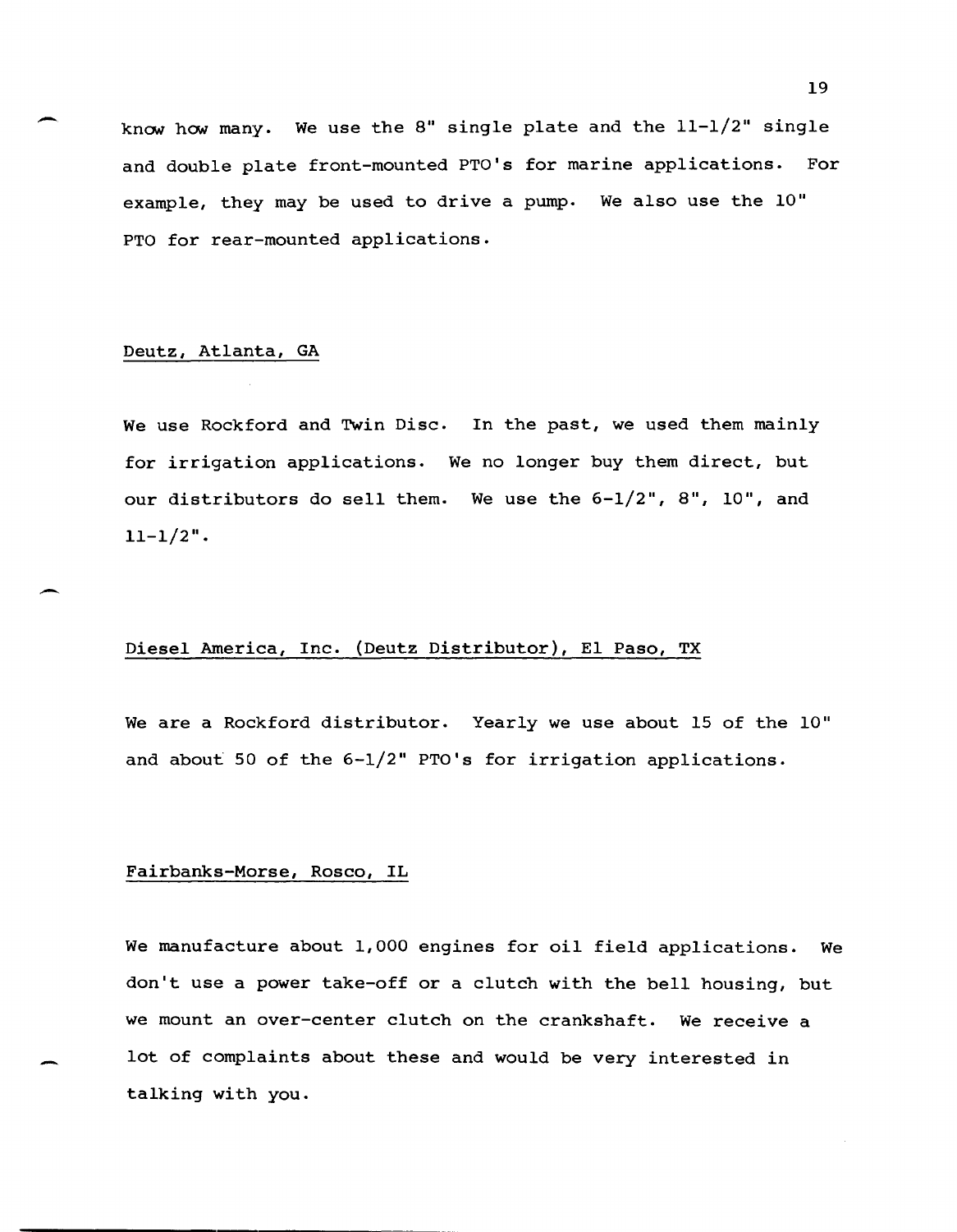know how many. We use the 8" single plate and the 11-1/2" single and double plate front-mounted PTO's for marine applications. For example, they may be used to drive a pump. We also use the 10" PTO for rear-mounted applications.

Deutz, Atlanta, GA

We use Rockford and Twin Disc. In the past, we used them mainly for irrigation applications. We no longer buy them direct, but our distributors do sell them. We use the 6-1/2", 8", 10", and 11-1/2".

Diesel America, Inc. (Deutz Distributor), El Paso, TX

We are a Rockford distributor. Yearly we use about 15 of the 10" and about 50 of the 6-1/2" PTO's for irrigation applications.

Fairbanks-Morse, Rosco, IL

We manufacture about 1,000 engines for oil field applications. We don't use a power take-off or a clutch with the bell housing, but we mount an over-center clutch on the crankshaft. We receive a lot of complaints about these and would be very interested in talking with you.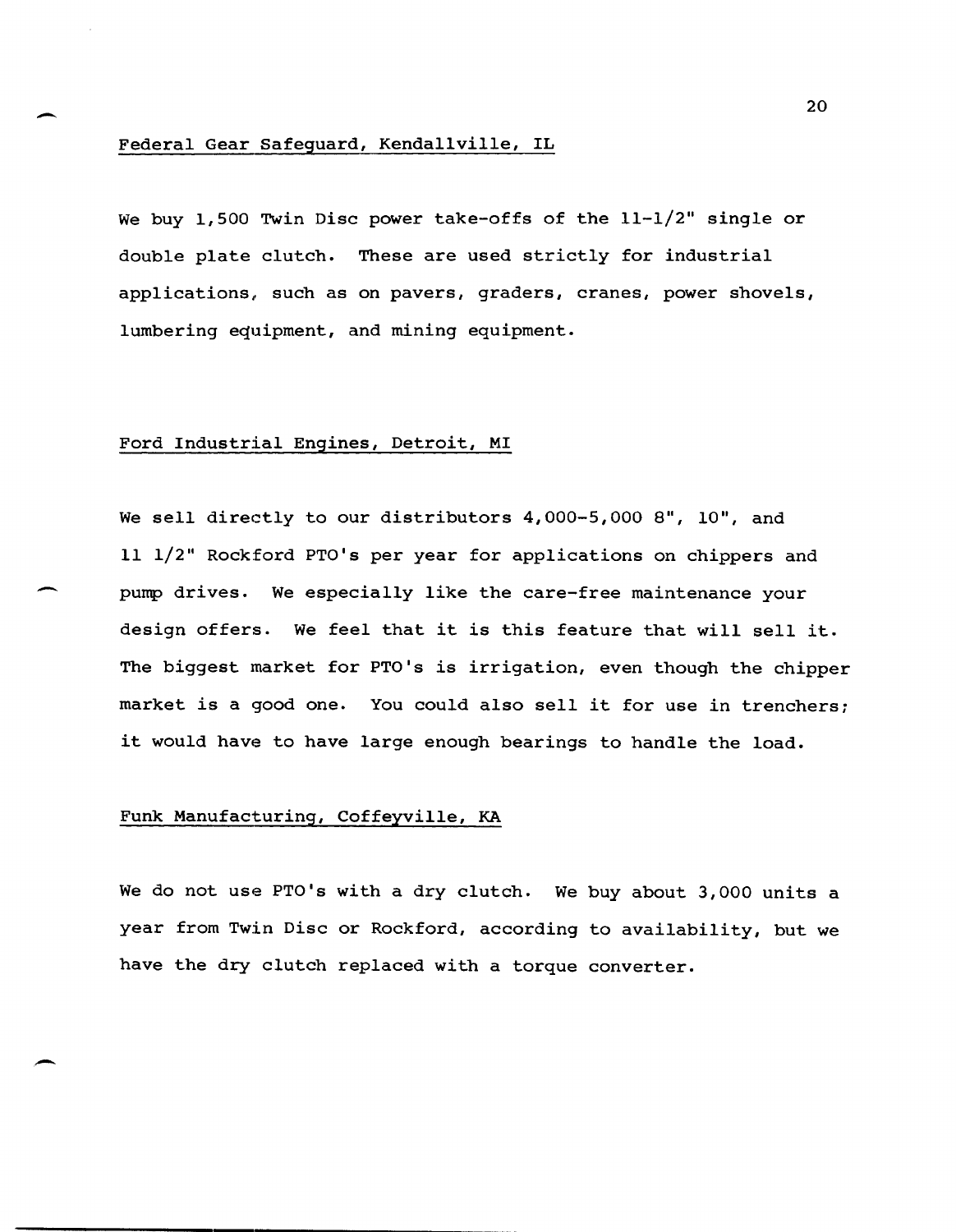Federal Gear Safeguard, Kendallville, IL

We buy 1,500 Twin Disc power take-offs of the 11-1/2" single or double plate clutch. These are used strictly for industrial applications, such as on pavers, graders, cranes, power shovels, lumbering equipment, and mining equipment.

Ford Industrial Engines, Detroit, MI

We sell directly to our distributors 4,000-5,000 8", 10", and 11 1/2" Rockford PTO's per year for applications on chippers and pump drives. We especially like the care-free maintenance your design offers. We feel that it is this feature that will sell it. The biggest market for PTO's is irrigation, even though the chipper market is a good one. You could also sell it for use in trenchers; it would have to have large enough bearings to handle the load.

Funk Manufacturing, Coffeyville, KA

We do not use PTO's with a dry clutch. We buy about 3,000 units a year from Twin Disc or Rockford, according to availability, but we have the dry clutch replaced with a torque converter.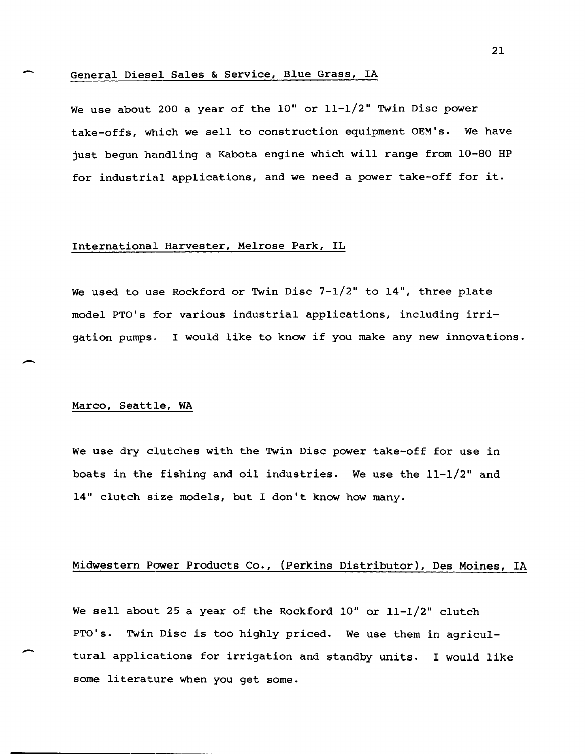General Diesel Sales & Service, Blue Grass, IA

We use about 200 a year of the 10" or 11-1/2" Twin Disc power take-offs, which we sell to construction equipment OEM's. We have just begun handling a Kabota engine which will range from 10-80 HP for industrial applications, and we need a power take-off for it.

International Harvester, Melrose Park, IL

We used to use Rockford or Twin Disc 7-1/2" to 14", three plate model PTO's for various industrial applications, including irrigation pumps. I would like to know if you make any new innovations.

Marco, Seattle, WA

We use dry clutches with the Twin Disc power take-off for use in boats in the fishing and oil industries. We use the 11-1/2" and 14" clutch size models, but I don't know how many.

Midwestern Power Products Co., (Perkins Distributor), Des Moines, IA

We sell about 25 a year of the Rockford 10" or 11-1/2" clutch PTO's. Twin Disc is too highly priced. We use them in agricultural applications for irrigation and standby units. I would like some literature when you get some.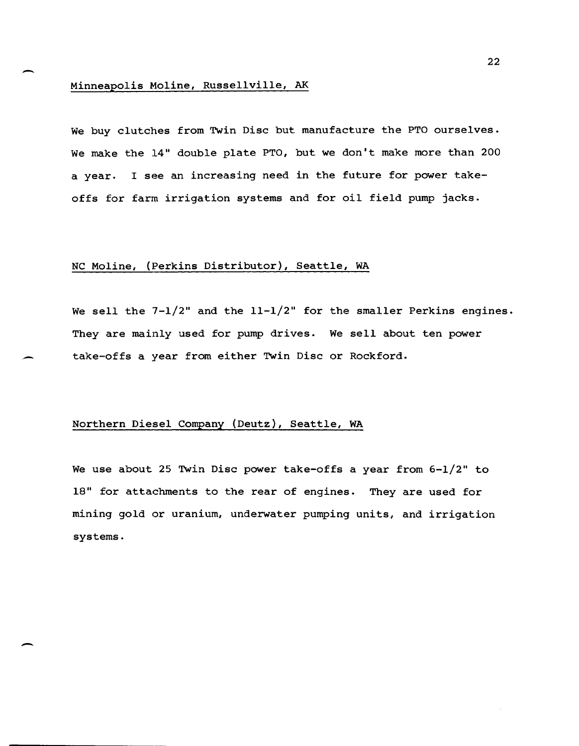Minneapolis Moline, Russellville, AK

We buy clutches from Twin Disc but manufacture the PTO ourselves. We make the 14" double plate PTO, but we don't make more than 200 a year. I see an increasing need in the future for power take-offs for farm irrigation systems and for oil field pump jacks.

NC Moline, (Perkins Distributor), Seattle, WA

We sell the 7-1/2" and the 11-1/2" for the smaller Perkins engines. They are mainly used for pump drives. We sell about ten power take-offs a year from either Twin Disc or Rockford.

Northern Diesel Company (Deutz), Seattle, WA

We use about 25 Twin Disc power take-offs a year from 6-1/2" to 18" for attachments to the rear of engines. They are used for mining gold or uranium, underwater pumping units, and irrigation systems.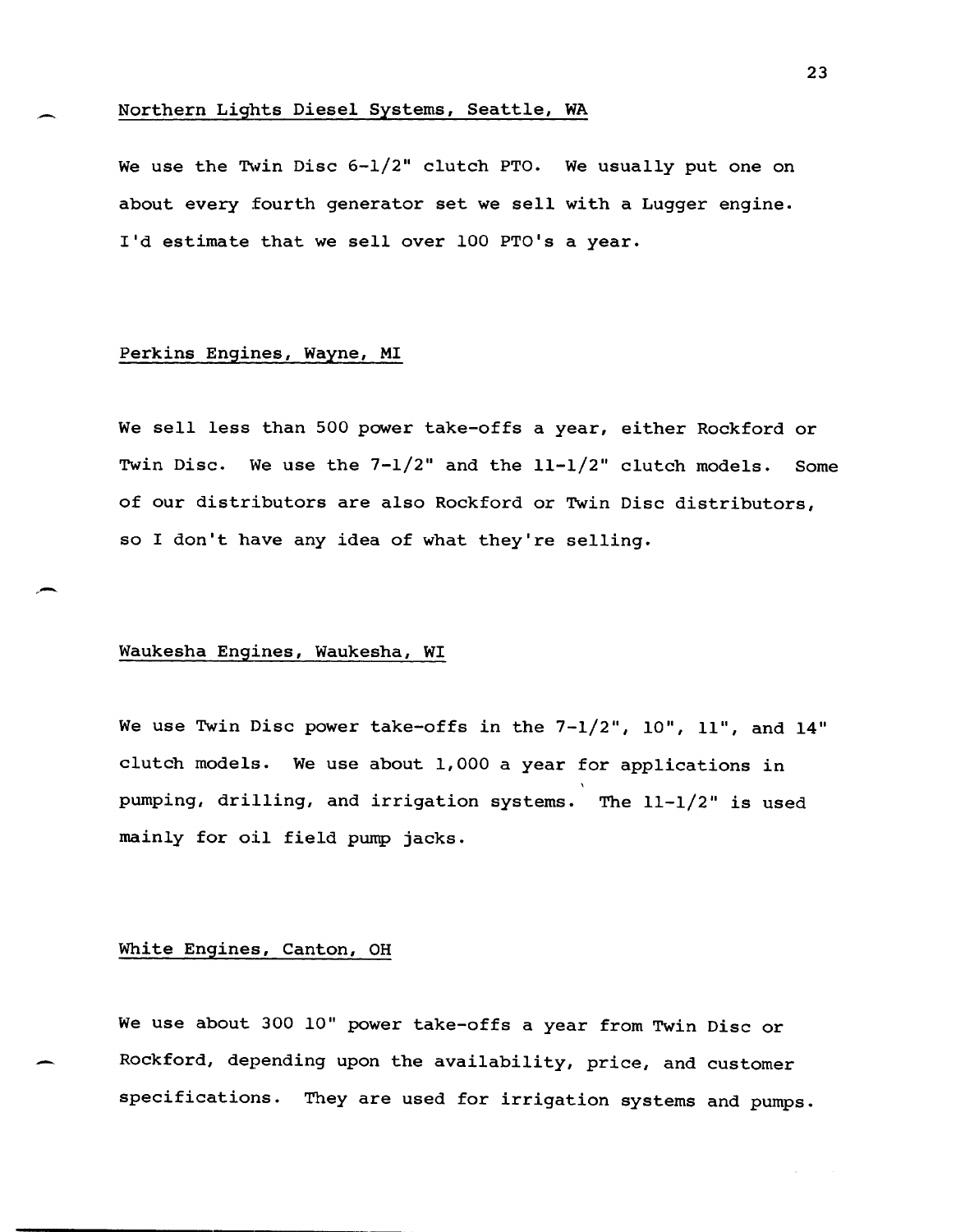Northern Lights Diesel Systems, Seattle, WA

We use the Twin Disc 6-1/2" clutch PTO. We usually put one on about every fourth generator set we sell with a Lugger engine. I'd estimate that we sell over 100 PTO's a year.

Perkins Engines, Wayne, MI

We sell less than 500 power take-offs a year, either Rockford or Twin Disc. We use the 7-1/2" and the 11-1/2" clutch models. Some of our distributors are also Rockford or Twin Disc distributors, so I don't have any idea of what they're selling.

Waukesha Engines, Waukesha, WI

We use Twin Disc power take-offs in the 7-1/2", 10", 11", and 14" clutch models. We use about 1,000 a year for applications in pumping, drilling, and irrigation systems. The 11-1/2" is used mainly for oil field pump jacks.

White Engines, Canton, OH

We use about 300 10" power take-offs a year from Twin Disc or Rockford, depending upon the availability, price, and customer specifications. They are used for irrigation systems and pumps.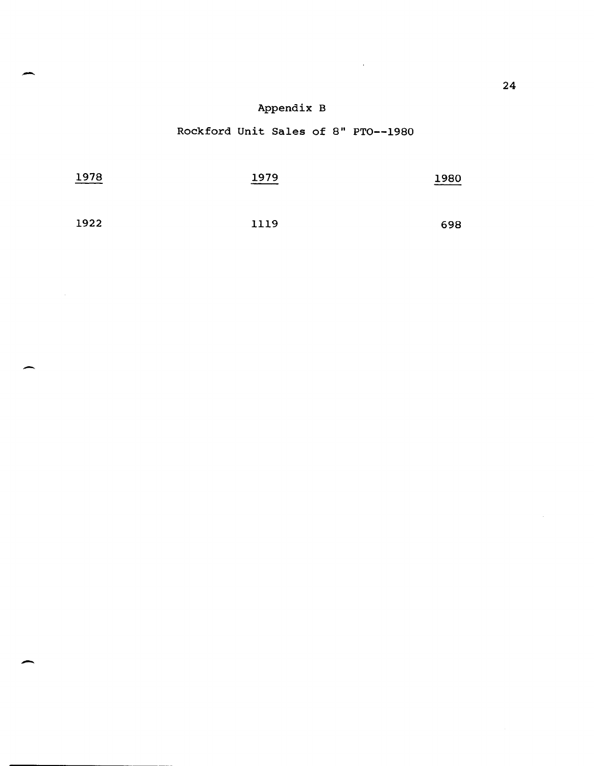## Appendix B

### Rockford Unit Sales of 8" PTO--1980

| 1978 | 1979 | 1980 |
|---|---|---|
| 1922 | 1119 | 698 |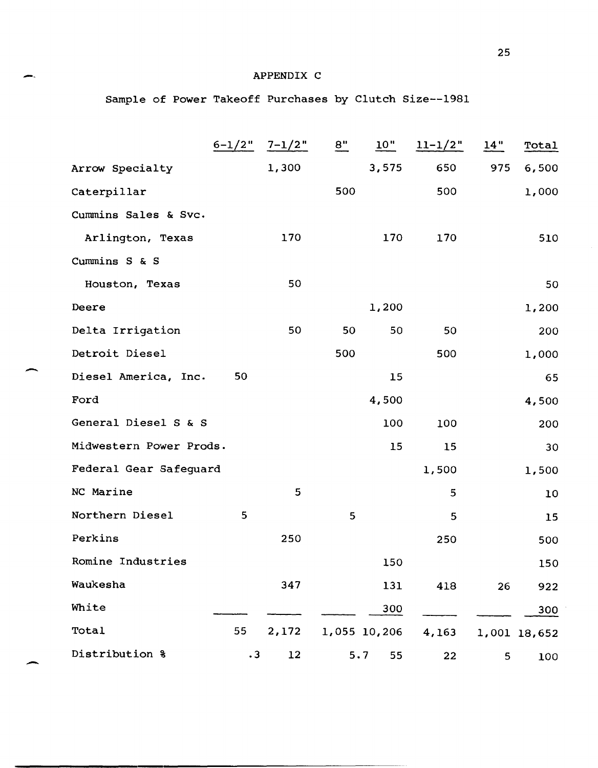## APPENDIX C

### Sample of Power Takeoff Purchases by Clutch Size--1981

| | 6-1/2" | 7-1/2" | 8" | 10" | 11-1/2" | 14" | Total |
|---|---|---|---|---|---|---|---|
| Arrow Specialty | | 1,300 | | 3,575 | 650 | 975 | 6,500 |
| Caterpillar | | | 500 | | 500 | | 1,000 |
| Cummins Sales & Svc. Arlington, Texas | | 170 | | 170 | 170 | | 510 |
| Cummins S & S Houston, Texas | | 50 | | | | | 50 |
| Deere | | | | 1,200 | | | 1,200 |
| Delta Irrigation | | 50 | 50 | 50 | 50 | | 200 |
| Detroit Diesel | | | 500 | | 500 | | 1,000 |
| Diesel America, Inc. | 50 | | | 15 | | | 65 |
| Ford | | | | 4,500 | | | 4,500 |
| General Diesel S & S | | | | 100 | 100 | | 200 |
| Midwestern Power Prods. | | | | 15 | 15 | | 30 |
| Federal Gear Safeguard | | | | | 1,500 | | 1,500 |
| NC Marine | | 5 | | | 5 | | 10 |
| Northern Diesel | 5 | | 5 | | 5 | | 15 |
| Perkins | | 250 | | | 250 | | 500 |
| Romine Industries | | | | 150 | | | 150 |
| Waukesha | | 347 | | 131 | 418 | 26 | 922 |
| White | | | | 300 | | | 300 |
| Total | 55 | 2,172 | 1,055 | 10,206 | 4,163 | 1,001 | 18,652 |
| Distribution % | .3 | 12 | 5.7 | 55 | 22 | 5 | 100 |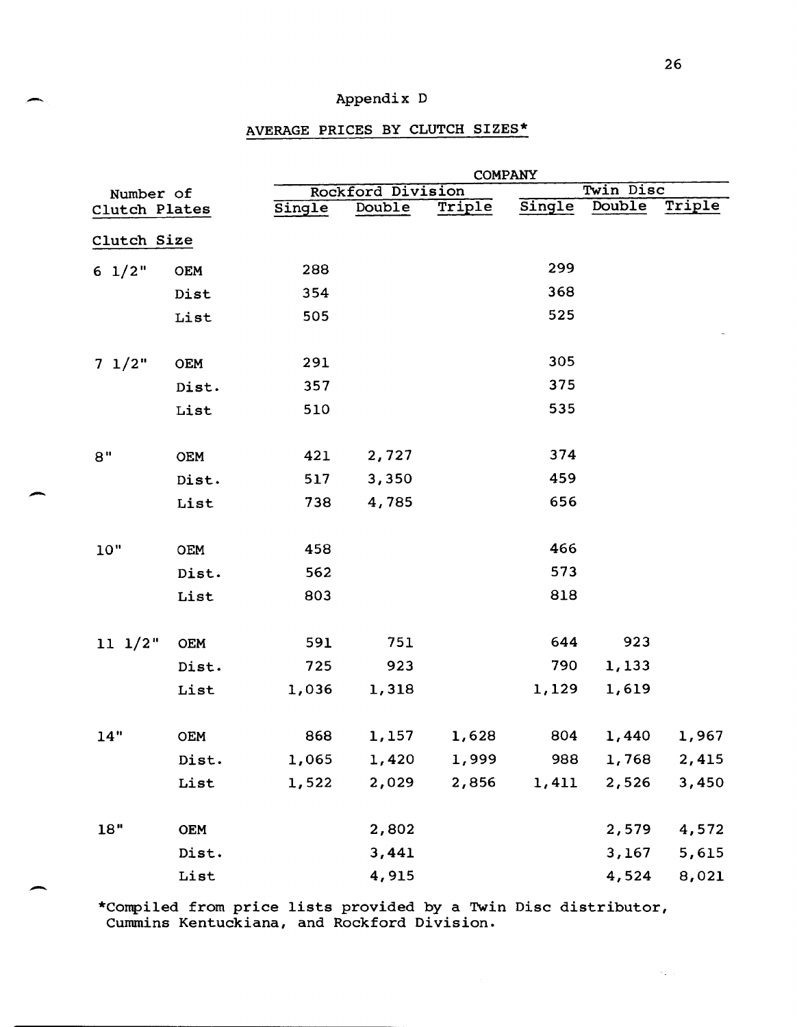Appendix D

AVERAGE PRICES BY CLUTCH SIZES*

| Number of Clutch Plates | | COMPANY | | | | | |
|---|---|---|---|---|---|---|---|
| | | Rockford Division | | | Twin Disc | | |
| | | Single | Double | Triple | Single | Double | Triple |
| Clutch Size | | | | | | | |
| 6 1/2" | OEM | 288 | | | 299 | | |
| | Dist | 354 | | | 368 | | |
| | List | 505 | | | 525 | | |
| 7 1/2" | OEM | 291 | | | 305 | | |
| | Dist. | 357 | | | 375 | | |
| | List | 510 | | | 535 | | |
| 8" | OEM | 421 | 2,727 | | 374 | | |
| | Dist. | 517 | 3,350 | | 459 | | |
| | List | 738 | 4,785 | | 656 | | |
| 10" | OEM | 458 | | | 466 | | |
| | Dist. | 562 | | | 573 | | |
| | List | 803 | | | 818 | | |
| 11 1/2" | OEM | 591 | 751 | | 644 | 923 | |
| | Dist. | 725 | 923 | | 790 | 1,133 | |
| | List | 1,036 | 1,318 | | 1,129 | 1,619 | |
| 14" | OEM | 868 | 1,157 | 1,628 | 804 | 1,440 | 1,967 |
| | Dist. | 1,065 | 1,420 | 1,999 | 988 | 1,768 | 2,415 |
| | List | 1,522 | 2,029 | 2,856 | 1,411 | 2,526 | 3,450 |
| 18" | OEM | | 2,802 | | | 2,579 | 4,572 |
| | Dist. | | 3,441 | | | 3,167 | 5,615 |
| | List | | 4,915 | | | 4,524 | 8,021 |

*Compiled from price lists provided by a Twin Disc distributor, Cummins Kentuckiana, and Rockford Division.